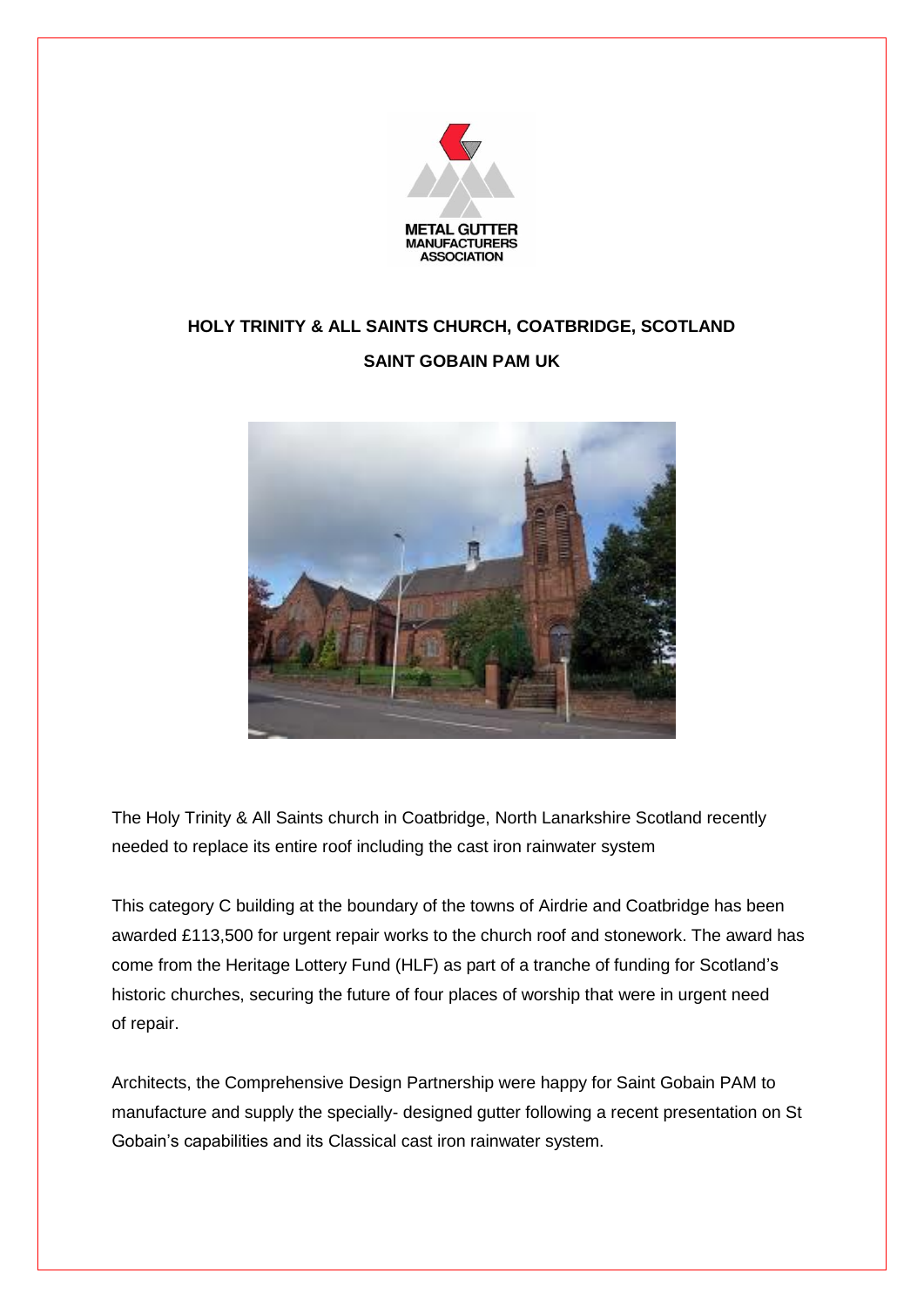METAL GUTTER MANUFACTURERS ASSOCIATION

## HOLY TRINITY & ALL SAINTS CHURCH, COATBRIDGE, SCOTLAND

## SAINT GOBAIN PAM UK

The Holy Trinity & All Saints church in Coatbridge, North Lanarkshire Scotland recently needed to replace its entire roof including the cast iron rainwater system

This category C building at the boundary of the towns of Airdrie and Coatbridge has been awarded £113,500 for urgent repair works to the church roof and stonework. The award has come from the Heritage Lottery Fund (HLF) as part of a tranche of funding for Scotland's historic churches, securing the future of four places of worship that were in urgent need of repair.

Architects, the Comprehensive Design Partnership were happy for Saint Gobain PAM to manufacture and supply the specially- designed gutter following a recent presentation on St Gobain's capabilities and its Classical cast iron rainwater system.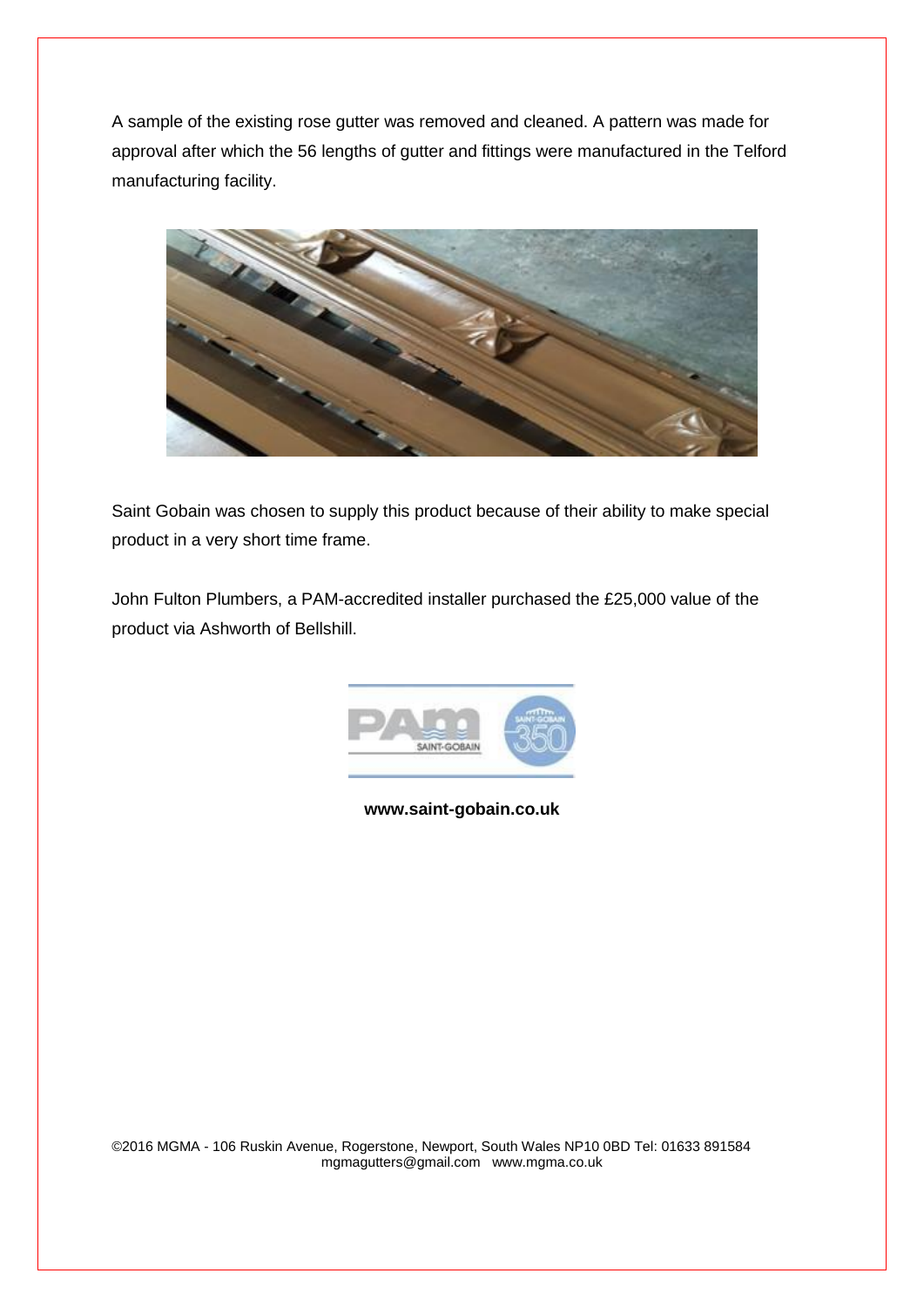A sample of the existing rose gutter was removed and cleaned. A pattern was made for approval after which the 56 lengths of gutter and fittings were manufactured in the Telford manufacturing facility.

Saint Gobain was chosen to supply this product because of their ability to make special product in a very short time frame.

John Fulton Plumbers, a PAM-accredited installer purchased the £25,000 value of the product via Ashworth of Bellshill.

**www.saint-gobain.co.uk**

©2016 MGMA - 106 Ruskin Avenue, Rogerstone, Newport, South Wales NP10 0BD Tel: 01633 891584
mgmagutters@gmail.com www.mgma.co.uk